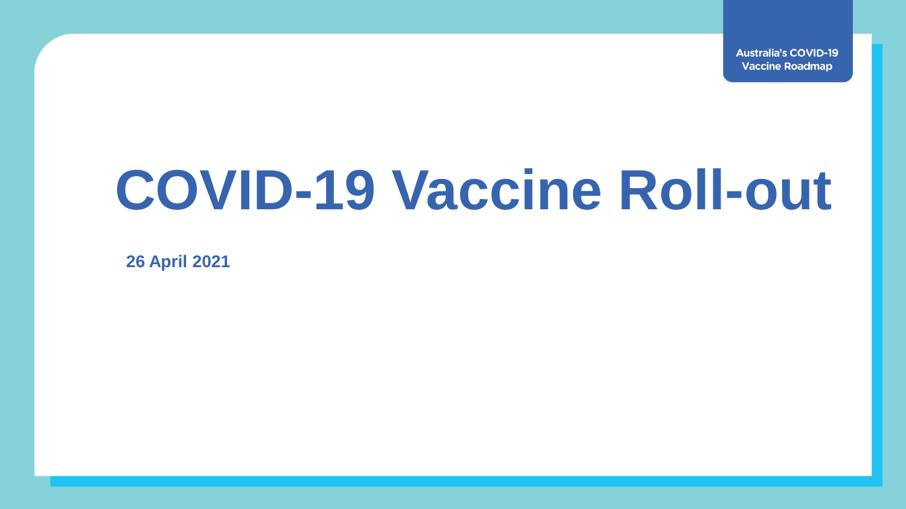Australia's COVID-19 Vaccine Roadmap

# COVID-19 Vaccine Roll-out

**26 April 2021**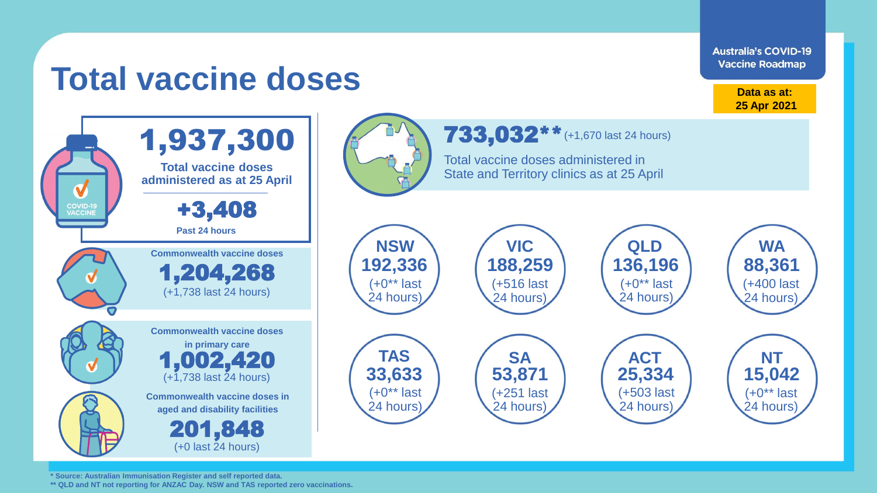# Total vaccine doses

**Australia's COVID-19 Vaccine Roadmap**

**Data as at: 25 Apr 2021**

## 1,937,300

**Total vaccine doses administered as at 25 April**

**+3,408**

**Past 24 hours**

**Commonwealth vaccine doses**

**1,204,268**

(+1,738 last 24 hours)

**Commonwealth vaccine doses in primary care**

**1,002,420**

(+1,738 last 24 hours)

**Commonwealth vaccine doses in aged and disability facilities**

**201,848**

(+0 last 24 hours)

## 733,032** (+1,670 last 24 hours)

Total vaccine doses administered in State and Territory clinics as at 25 April

| State/Territory | Doses | Last 24 hours |
|---|---|---|
| NSW | 192,336 | (+0** last 24 hours) |
| VIC | 188,259 | (+516 last 24 hours) |
| QLD | 136,196 | (+0** last 24 hours) |
| WA | 88,361 | (+400 last 24 hours) |
| TAS | 33,633 | (+0** last 24 hours) |
| SA | 53,871 | (+251 last 24 hours) |
| ACT | 25,334 | (+503 last 24 hours) |
| NT | 15,042 | (+0** last 24 hours) |

* Source: Australian Immunisation Register and self reported data.
** QLD and NT not reporting for ANZAC Day. NSW and TAS reported zero vaccinations.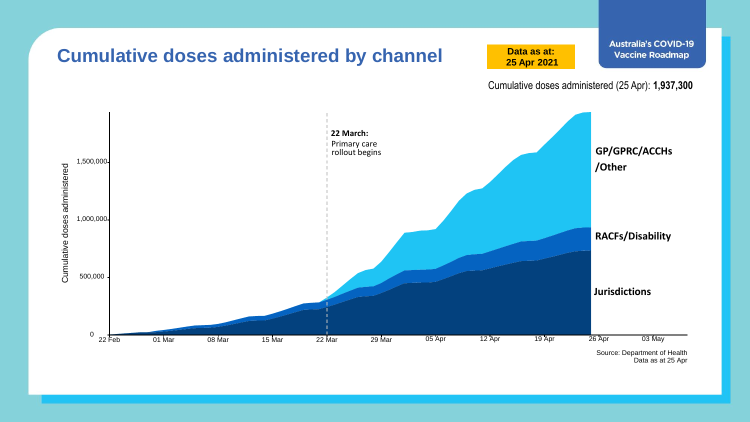# Cumulative doses administered by channel

**Data as at: 25 Apr 2021**

Australia's COVID-19 Vaccine Roadmap

Cumulative doses administered (25 Apr): **1,937,300**

Cumulative doses administered

1,500,000
1,000,000
500,000
0

22 Feb | 01 Mar | 08 Mar | 15 Mar | 22 Mar | 29 Mar | 05 Apr | 12 Apr | 19 Apr | 26 Apr | 03 May

**22 March:** Primary care rollout begins

**GP/GPRC/ACCHs /Other**

**RACFs/Disability**

**Jurisdictions**

Source: Department of Health
Data as at 25 Apr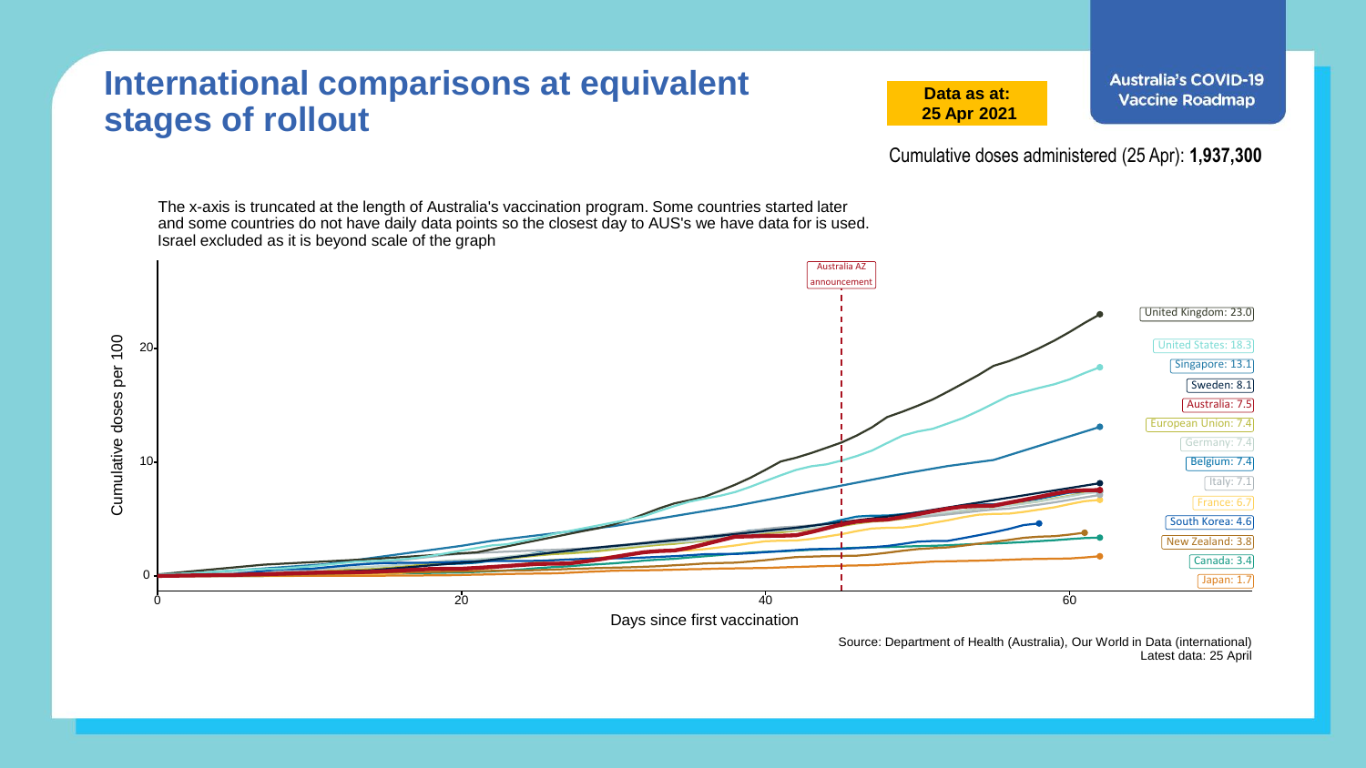# International comparisons at equivalent stages of rollout

**Data as at: 25 Apr 2021**

**Australia's COVID-19 Vaccine Roadmap**

Cumulative doses administered (25 Apr): **1,937,300**

The x-axis is truncated at the length of Australia's vaccination program. Some countries started later and some countries do not have daily data points so the closest day to AUS's we have data for is used. Israel excluded as it is beyond scale of the graph

Australia AZ announcement

| Country | Cumulative doses per 100 |
| --- | --- |
| United Kingdom | 23.0 |
| United States | 18.3 |
| Singapore | 13.1 |
| Sweden | 8.1 |
| Australia | 7.5 |
| European Union | 7.4 |
| Germany | 7.4 |
| Belgium | 7.4 |
| Italy | 7.1 |
| France | 6.7 |
| South Korea | 4.6 |
| New Zealand | 3.8 |
| Canada | 3.4 |
| Japan | 1.7 |

Cumulative doses per 100

Days since first vaccination

Source: Department of Health (Australia), Our World in Data (international)
Latest data: 25 April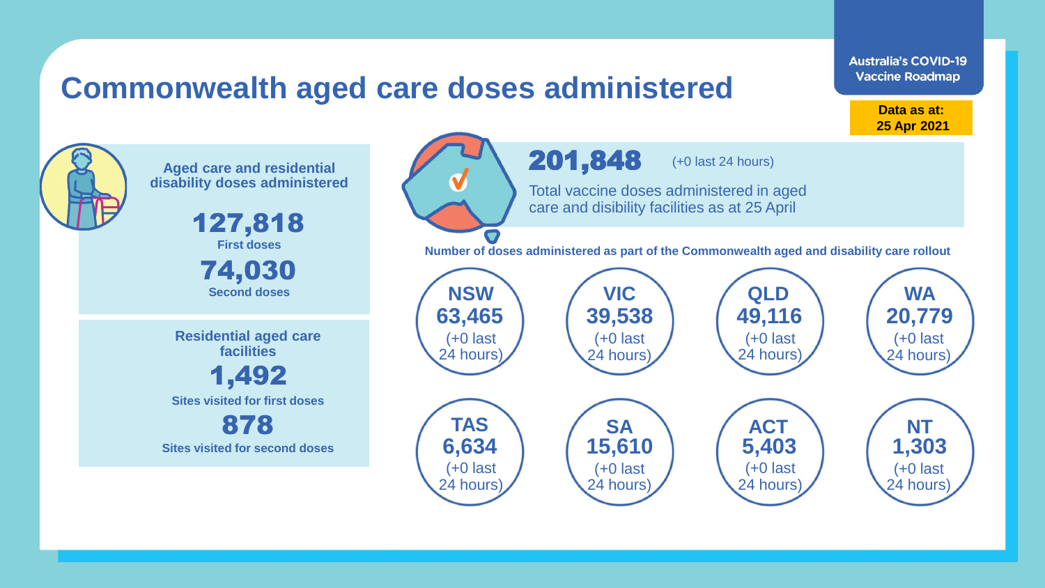# Commonwealth aged care doses administered

Australia's COVID-19 Vaccine Roadmap

**Data as at: 25 Apr 2021**

## Aged care and residential disability doses administered

**127,818**
First doses

**74,030**
Second doses

## Residential aged care facilities

**1,492**
Sites visited for first doses

**878**
Sites visited for second doses

**201,848** (+0 last 24 hours)

Total vaccine doses administered in aged care and disibility facilities as at 25 April

**Number of doses administered as part of the Commonwealth aged and disability care rollout**

| State | Doses | Change |
| --- | --- | --- |
| NSW | 63,465 | (+0 last 24 hours) |
| VIC | 39,538 | (+0 last 24 hours) |
| QLD | 49,116 | (+0 last 24 hours) |
| WA | 20,779 | (+0 last 24 hours) |
| TAS | 6,634 | (+0 last 24 hours) |
| SA | 15,610 | (+0 last 24 hours) |
| ACT | 5,403 | (+0 last 24 hours) |
| NT | 1,303 | (+0 last 24 hours) |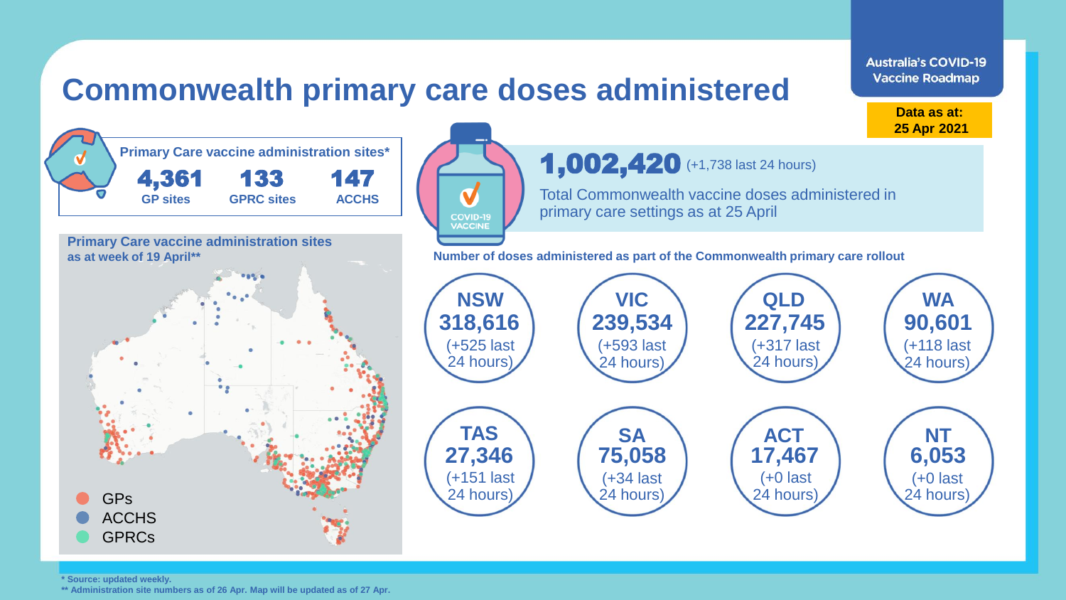# Commonwealth primary care doses administered

Australia's COVID-19 Vaccine Roadmap

**Data as at: 25 Apr 2021**

**Primary Care vaccine administration sites***

| 4,361 | 133 | 147 |
| --- | --- | --- |
| GP sites | GPRC sites | ACCHS |

**Primary Care vaccine administration sites as at week of 19 April****

- GPs
- ACCHS
- GPRCs

**1,002,420** (+1,738 last 24 hours)

Total Commonwealth vaccine doses administered in primary care settings as at 25 April

**Number of doses administered as part of the Commonwealth primary care rollout**

| State/Territory | Doses | Last 24 hours |
| --- | --- | --- |
| NSW | 318,616 | (+525 last 24 hours) |
| VIC | 239,534 | (+593 last 24 hours) |
| QLD | 227,745 | (+317 last 24 hours) |
| WA | 90,601 | (+118 last 24 hours) |
| TAS | 27,346 | (+151 last 24 hours) |
| SA | 75,058 | (+34 last 24 hours) |
| ACT | 17,467 | (+0 last 24 hours) |
| NT | 6,053 | (+0 last 24 hours) |

**\* Source: updated weekly.**

**\*\* Administration site numbers as of 26 Apr. Map will be updated as of 27 Apr.**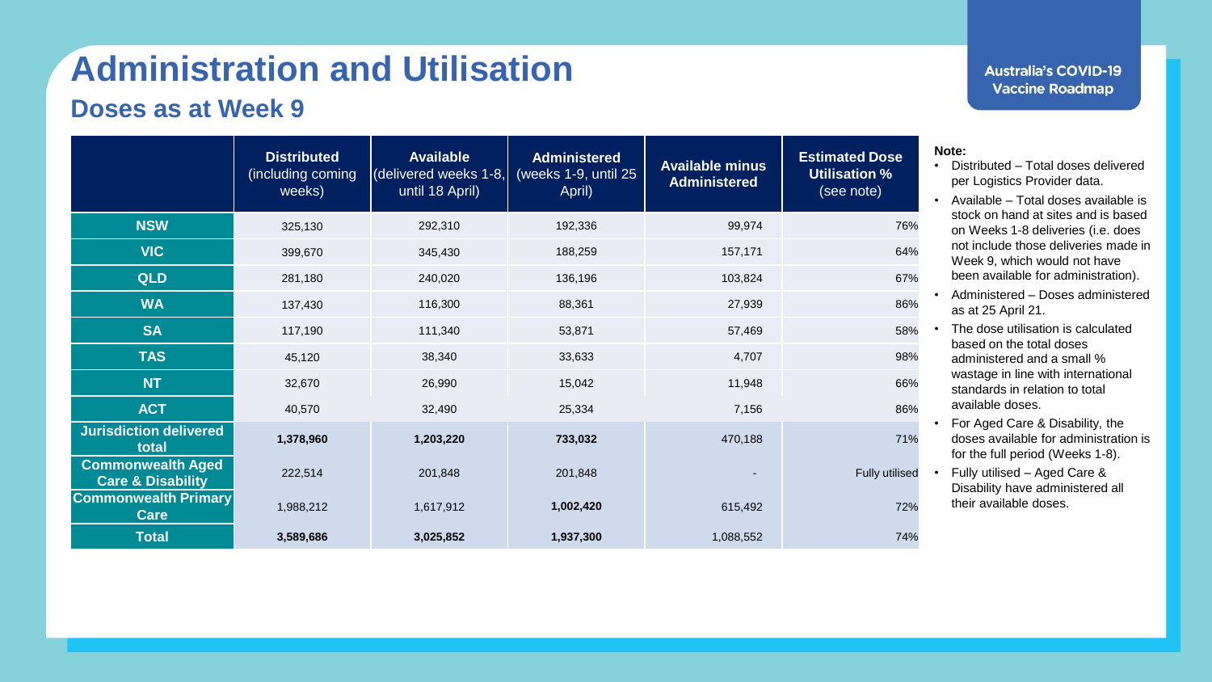# Administration and Utilisation

## Doses as at Week 9

Australia's COVID-19 Vaccine Roadmap

| | Distributed (including coming weeks) | Available (delivered weeks 1-8, until 18 April) | Administered (weeks 1-9, until 25 April) | Available minus Administered | Estimated Dose Utilisation % (see note) |
|---|---|---|---|---|---|
| NSW | 325,130 | 292,310 | 192,336 | 99,974 | 76% |
| VIC | 399,670 | 345,430 | 188,259 | 157,171 | 64% |
| QLD | 281,180 | 240,020 | 136,196 | 103,824 | 67% |
| WA | 137,430 | 116,300 | 88,361 | 27,939 | 86% |
| SA | 117,190 | 111,340 | 53,871 | 57,469 | 58% |
| TAS | 45,120 | 38,340 | 33,633 | 4,707 | 98% |
| NT | 32,670 | 26,990 | 15,042 | 11,948 | 66% |
| ACT | 40,570 | 32,490 | 25,334 | 7,156 | 86% |
| **Jurisdiction delivered total** | **1,378,960** | **1,203,220** | **733,032** | 470,188 | 71% |
| **Commonwealth Aged Care & Disability** | 222,514 | 201,848 | 201,848 | - | Fully utilised |
| **Commonwealth Primary Care** | 1,988,212 | 1,617,912 | **1,002,420** | 615,492 | 72% |
| **Total** | **3,589,686** | **3,025,852** | **1,937,300** | 1,088,552 | 74% |

**Note:**

- Distributed – Total doses delivered per Logistics Provider data.
- Available – Total doses available is stock on hand at sites and is based on Weeks 1-8 deliveries (i.e. does not include those deliveries made in Week 9, which would not have been available for administration).
- Administered – Doses administered as at 25 April 21.
- The dose utilisation is calculated based on the total doses administered and a small % wastage in line with international standards in relation to total available doses.
- For Aged Care & Disability, the doses available for administration is for the full period (Weeks 1-8).
- Fully utilised – Aged Care & Disability have administered all their available doses.